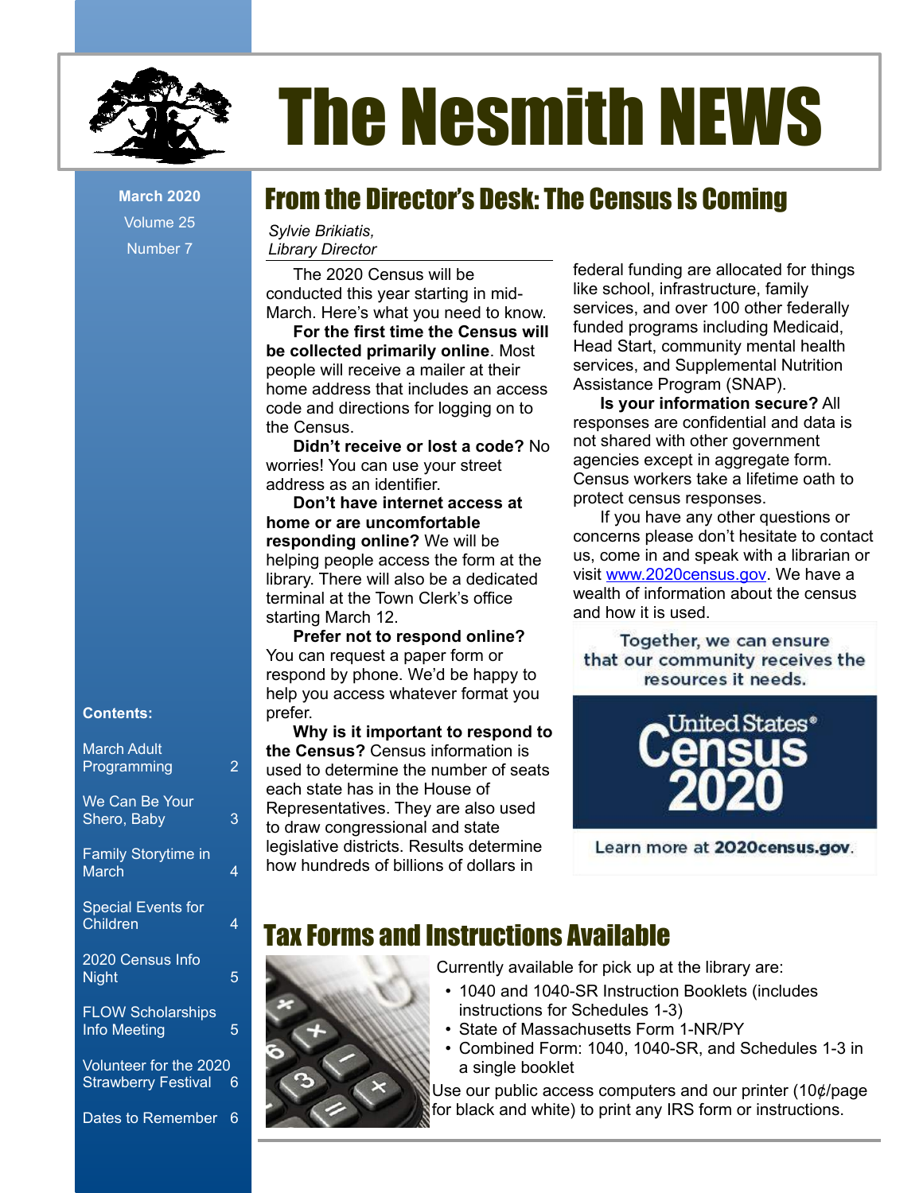# The Nesmith NEWS

**March 2020**
Volume 25
Number 7

**Contents:**

- March Adult Programming 2
- We Can Be Your Shero, Baby 3
- Family Storytime in March 4
- Special Events for Children 4
- 2020 Census Info Night 5
- FLOW Scholarships Info Meeting 5
- Volunteer for the 2020 Strawberry Festival 6
- Dates to Remember 6

## From the Director's Desk: The Census Is Coming

*Sylvie Brikiatis, Library Director*

The 2020 Census will be conducted this year starting in mid-March. Here's what you need to know.

**For the first time the Census will be collected primarily online**. Most people will receive a mailer at their home address that includes an access code and directions for logging on to the Census.

**Didn't receive or lost a code?** No worries! You can use your street address as an identifier.

**Don't have internet access at home or are uncomfortable responding online?** We will be helping people access the form at the library. There will also be a dedicated terminal at the Town Clerk's office starting March 12.

**Prefer not to respond online?** You can request a paper form or respond by phone. We'd be happy to help you access whatever format you prefer.

**Why is it important to respond to the Census?** Census information is used to determine the number of seats each state has in the House of Representatives. They are also used to draw congressional and state legislative districts. Results determine how hundreds of billions of dollars in federal funding are allocated for things like school, infrastructure, family services, and over 100 other federally funded programs including Medicaid, Head Start, community mental health services, and Supplemental Nutrition Assistance Program (SNAP).

**Is your information secure?** All responses are confidential and data is not shared with other government agencies except in aggregate form. Census workers take a lifetime oath to protect census responses.

If you have any other questions or concerns please don't hesitate to contact us, come in and speak with a librarian or visit www.2020census.gov. We have a wealth of information about the census and how it is used.

Together, we can ensure that our community receives the resources it needs.

United States Census 2020

Learn more at **2020census.gov**.

## Tax Forms and Instructions Available

Currently available for pick up at the library are:

- 1040 and 1040-SR Instruction Booklets (includes instructions for Schedules 1-3)
- State of Massachusetts Form 1-NR/PY
- Combined Form: 1040, 1040-SR, and Schedules 1-3 in a single booklet

Use our public access computers and our printer (10¢/page for black and white) to print any IRS form or instructions.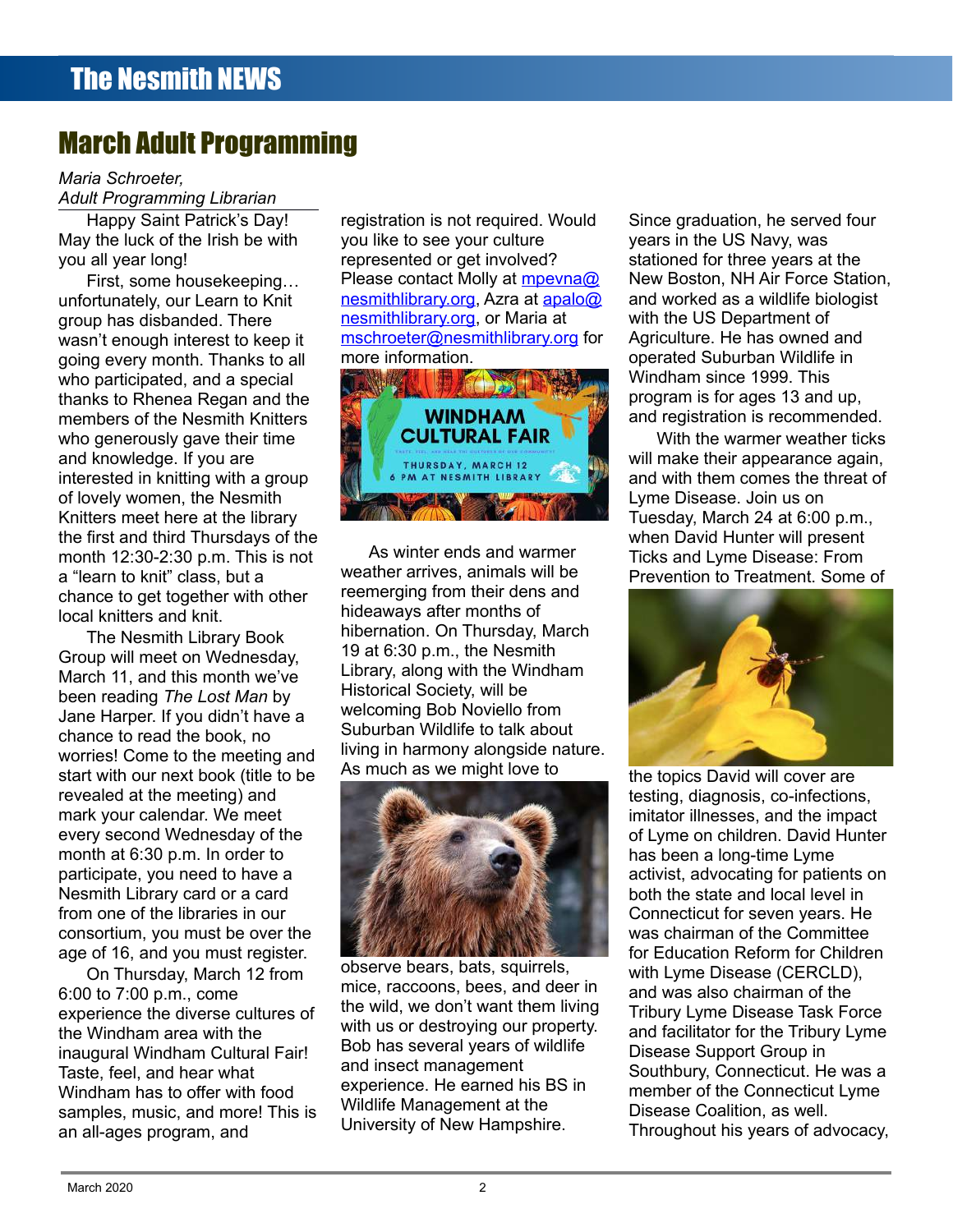## March Adult Programming

*Maria Schroeter,*
*Adult Programming Librarian*

Happy Saint Patrick's Day! May the luck of the Irish be with you all year long!

First, some housekeeping… unfortunately, our Learn to Knit group has disbanded. There wasn't enough interest to keep it going every month. Thanks to all who participated, and a special thanks to Rhenea Regan and the members of the Nesmith Knitters who generously gave their time and knowledge. If you are interested in knitting with a group of lovely women, the Nesmith Knitters meet here at the library the first and third Thursdays of the month 12:30-2:30 p.m. This is not a "learn to knit" class, but a chance to get together with other local knitters and knit.

The Nesmith Library Book Group will meet on Wednesday, March 11, and this month we've been reading *The Lost Man* by Jane Harper. If you didn't have a chance to read the book, no worries! Come to the meeting and start with our next book (title to be revealed at the meeting) and mark your calendar. We meet every second Wednesday of the month at 6:30 p.m. In order to participate, you need to have a Nesmith Library card or a card from one of the libraries in our consortium, you must be over the age of 16, and you must register.

On Thursday, March 12 from 6:00 to 7:00 p.m., come experience the diverse cultures of the Windham area with the inaugural Windham Cultural Fair! Taste, feel, and hear what Windham has to offer with food samples, music, and more! This is an all-ages program, and registration is not required. Would you like to see your culture represented or get involved? Please contact Molly at mpevna@nesmithlibrary.org, Azra at apalo@nesmithlibrary.org, or Maria at mschroeter@nesmithlibrary.org for more information.

As winter ends and warmer weather arrives, animals will be reemerging from their dens and hideaways after months of hibernation. On Thursday, March 19 at 6:30 p.m., the Nesmith Library, along with the Windham Historical Society, will be welcoming Bob Noviello from Suburban Wildlife to talk about living in harmony alongside nature. As much as we might love to observe bears, bats, squirrels, mice, raccoons, bees, and deer in the wild, we don't want them living with us or destroying our property. Bob has several years of wildlife and insect management experience. He earned his BS in Wildlife Management at the University of New Hampshire. Since graduation, he served four years in the US Navy, was stationed for three years at the New Boston, NH Air Force Station, and worked as a wildlife biologist with the US Department of Agriculture. He has owned and operated Suburban Wildlife in Windham since 1999. This program is for ages 13 and up, and registration is recommended.

With the warmer weather ticks will make their appearance again, and with them comes the threat of Lyme Disease. Join us on Tuesday, March 24 at 6:00 p.m., when David Hunter will present Ticks and Lyme Disease: From Prevention to Treatment. Some of the topics David will cover are testing, diagnosis, co-infections, imitator illnesses, and the impact of Lyme on children. David Hunter has been a long-time Lyme activist, advocating for patients on both the state and local level in Connecticut for seven years. He was chairman of the Committee for Education Reform for Children with Lyme Disease (CERCLD), and was also chairman of the Tribury Lyme Disease Task Force and facilitator for the Tribury Lyme Disease Support Group in Southbury, Connecticut. He was a member of the Connecticut Lyme Disease Coalition, as well. Throughout his years of advocacy,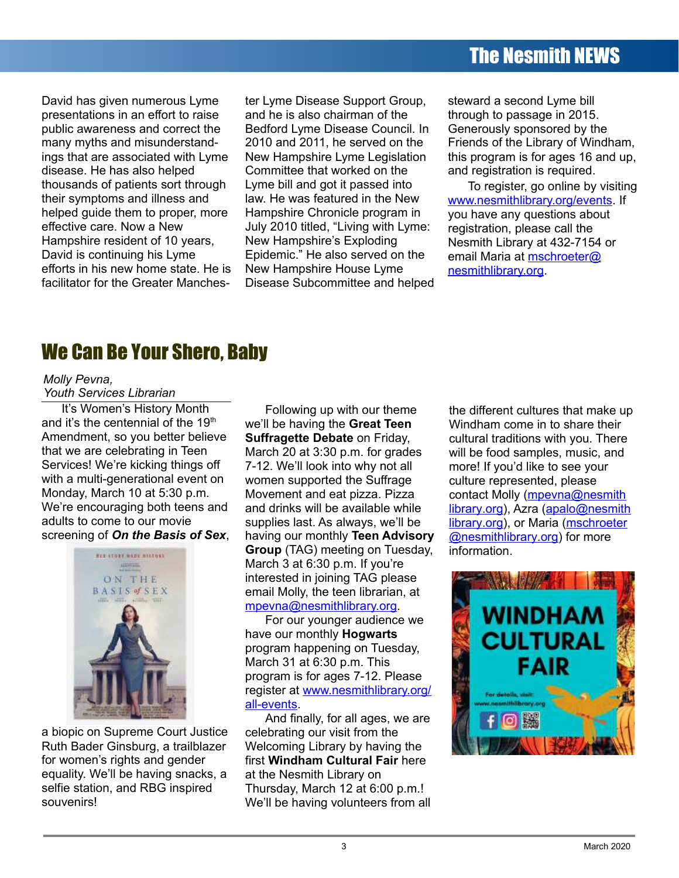David has given numerous Lyme presentations in an effort to raise public awareness and correct the many myths and misunderstandings that are associated with Lyme disease. He has also helped thousands of patients sort through their symptoms and illness and helped guide them to proper, more effective care. Now a New Hampshire resident of 10 years, David is continuing his Lyme efforts in his new home state. He is facilitator for the Greater Manchester Lyme Disease Support Group, and he is also chairman of the Bedford Lyme Disease Council. In 2010 and 2011, he served on the New Hampshire Lyme Legislation Committee that worked on the Lyme bill and got it passed into law. He was featured in the New Hampshire Chronicle program in July 2010 titled, "Living with Lyme: New Hampshire's Exploding Epidemic." He also served on the New Hampshire House Lyme Disease Subcommittee and helped steward a second Lyme bill through to passage in 2015. Generously sponsored by the Friends of the Library of Windham, this program is for ages 16 and up, and registration is required.

To register, go online by visiting www.nesmithlibrary.org/events. If you have any questions about registration, please call the Nesmith Library at 432-7154 or email Maria at mschroeter@nesmithlibrary.org.

# We Can Be Your Shero, Baby

*Molly Pevna,*
*Youth Services Librarian*

It's Women's History Month and it's the centennial of the 19th Amendment, so you better believe that we are celebrating in Teen Services! We're kicking things off with a multi-generational event on Monday, March 10 at 5:30 p.m. We're encouraging both teens and adults to come to our movie screening of ***On the Basis of Sex***, a biopic on Supreme Court Justice Ruth Bader Ginsburg, a trailblazer for women's rights and gender equality. We'll be having snacks, a selfie station, and RBG inspired souvenirs!

Following up with our theme we'll be having the **Great Teen Suffragette Debate** on Friday, March 20 at 3:30 p.m. for grades 7-12. We'll look into why not all women supported the Suffrage Movement and eat pizza. Pizza and drinks will be available while supplies last. As always, we'll be having our monthly **Teen Advisory Group** (TAG) meeting on Tuesday, March 3 at 6:30 p.m. If you're interested in joining TAG please email Molly, the teen librarian, at mpevna@nesmithlibrary.org.

For our younger audience we have our monthly **Hogwarts** program happening on Tuesday, March 31 at 6:30 p.m. This program is for ages 7-12. Please register at www.nesmithlibrary.org/all-events.

And finally, for all ages, we are celebrating our visit from the Welcoming Library by having the first **Windham Cultural Fair** here at the Nesmith Library on Thursday, March 12 at 6:00 p.m.! We'll be having volunteers from all the different cultures that make up Windham come in to share their cultural traditions with you. There will be food samples, music, and more! If you'd like to see your culture represented, please contact Molly (mpevna@nesmithlibrary.org), Azra (apalo@nesmithlibrary.org), or Maria (mschroeter@nesmithlibrary.org) for more information.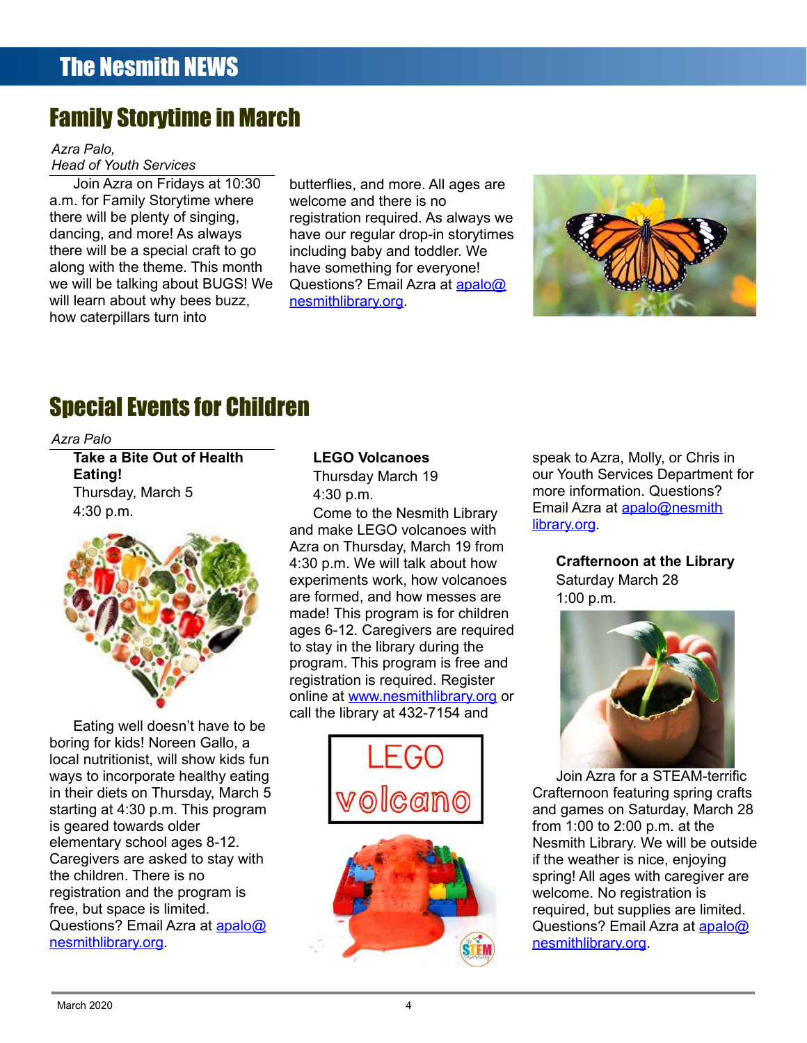# Family Storytime in March

*Azra Palo,*
*Head of Youth Services*

Join Azra on Fridays at 10:30 a.m. for Family Storytime where there will be plenty of singing, dancing, and more! As always there will be a special craft to go along with the theme. This month we will be talking about BUGS! We will learn about why bees buzz, how caterpillars turn into butterflies, and more. All ages are welcome and there is no registration required. As always we have our regular drop-in storytimes including baby and toddler. We have something for everyone! Questions? Email Azra at apalo@nesmithlibrary.org.

# Special Events for Children

*Azra Palo*

**Take a Bite Out of Health Eating!**
Thursday, March 5
4:30 p.m.

Eating well doesn't have to be boring for kids! Noreen Gallo, a local nutritionist, will show kids fun ways to incorporate healthy eating in their diets on Thursday, March 5 starting at 4:30 p.m. This program is geared towards older elementary school ages 8-12. Caregivers are asked to stay with the children. There is no registration and the program is free, but space is limited. Questions? Email Azra at apalo@nesmithlibrary.org.

**LEGO Volcanoes**
Thursday March 19
4:30 p.m.

Come to the Nesmith Library and make LEGO volcanoes with Azra on Thursday, March 19 from 4:30 p.m. We will talk about how experiments work, how volcanoes are formed, and how messes are made! This program is for children ages 6-12. Caregivers are required to stay in the library during the program. This program is free and registration is required. Register online at www.nesmithlibrary.org or call the library at 432-7154 and speak to Azra, Molly, or Chris in our Youth Services Department for more information. Questions? Email Azra at apalo@nesmithlibrary.org.

**Crafternoon at the Library**
Saturday March 28
1:00 p.m.

Join Azra for a STEAM-terrific Crafternoon featuring spring crafts and games on Saturday, March 28 from 1:00 to 2:00 p.m. at the Nesmith Library. We will be outside if the weather is nice, enjoying spring! All ages with caregiver are welcome. No registration is required, but supplies are limited. Questions? Email Azra at apalo@nesmithlibrary.org.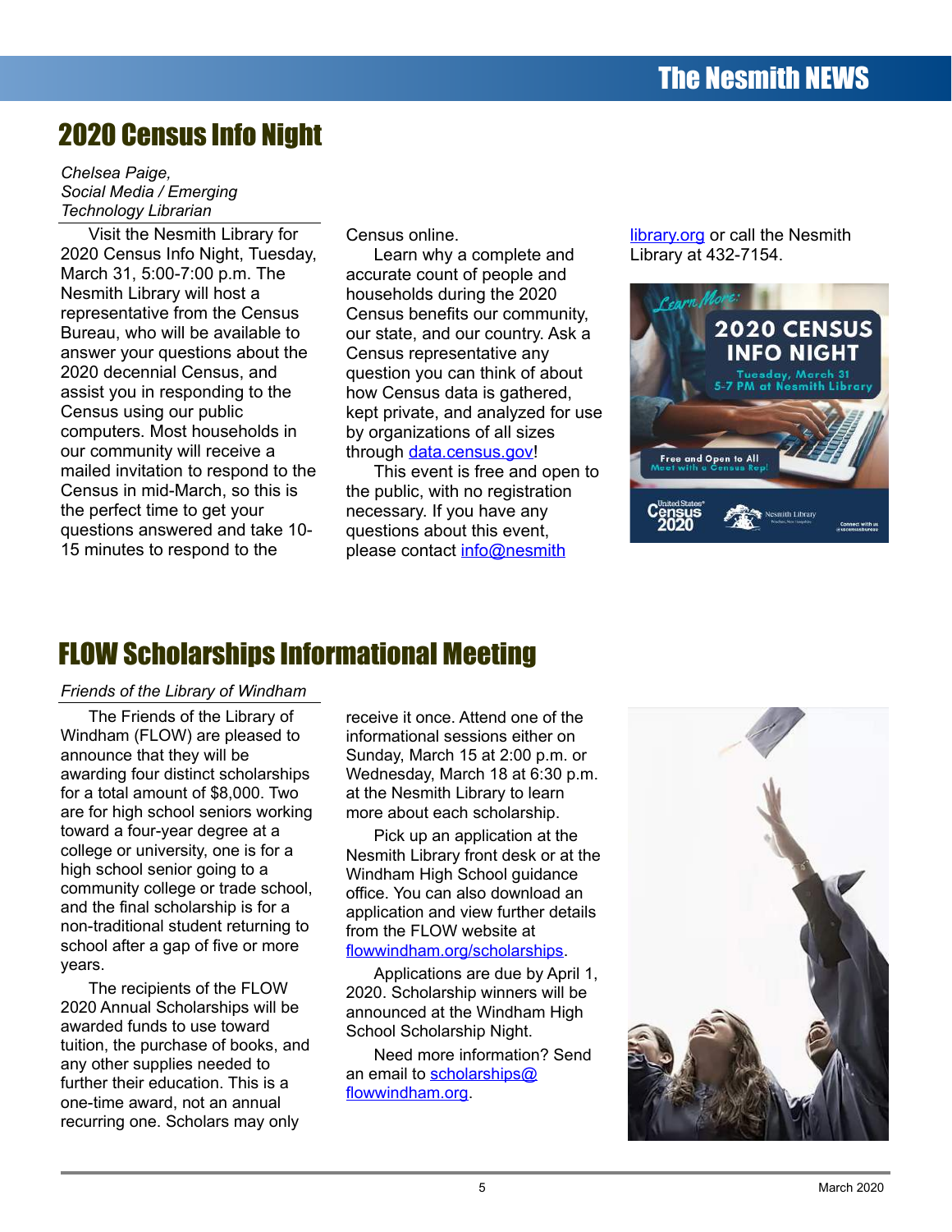# 2020 Census Info Night

*Chelsea Paige,*
*Social Media / Emerging Technology Librarian*

Visit the Nesmith Library for 2020 Census Info Night, Tuesday, March 31, 5:00-7:00 p.m. The Nesmith Library will host a representative from the Census Bureau, who will be available to answer your questions about the 2020 decennial Census, and assist you in responding to the Census using our public computers. Most households in our community will receive a mailed invitation to respond to the Census in mid-March, so this is the perfect time to get your questions answered and take 10-15 minutes to respond to the Census online.

Learn why a complete and accurate count of people and households during the 2020 Census benefits our community, our state, and our country. Ask a Census representative any question you can think of about how Census data is gathered, kept private, and analyzed for use by organizations of all sizes through data.census.gov!

This event is free and open to the public, with no registration necessary. If you have any questions about this event, please contact info@nesmithlibrary.org or call the Nesmith Library at 432-7154.

# FLOW Scholarships Informational Meeting

*Friends of the Library of Windham*

The Friends of the Library of Windham (FLOW) are pleased to announce that they will be awarding four distinct scholarships for a total amount of $8,000. Two are for high school seniors working toward a four-year degree at a college or university, one is for a high school senior going to a community college or trade school, and the final scholarship is for a non-traditional student returning to school after a gap of five or more years.

The recipients of the FLOW 2020 Annual Scholarships will be awarded funds to use toward tuition, the purchase of books, and any other supplies needed to further their education. This is a one-time award, not an annual recurring one. Scholars may only receive it once. Attend one of the informational sessions either on Sunday, March 15 at 2:00 p.m. or Wednesday, March 18 at 6:30 p.m. at the Nesmith Library to learn more about each scholarship.

Pick up an application at the Nesmith Library front desk or at the Windham High School guidance office. You can also download an application and view further details from the FLOW website at flowwindham.org/scholarships.

Applications are due by April 1, 2020. Scholarship winners will be announced at the Windham High School Scholarship Night.

Need more information? Send an email to scholarships@flowwindham.org.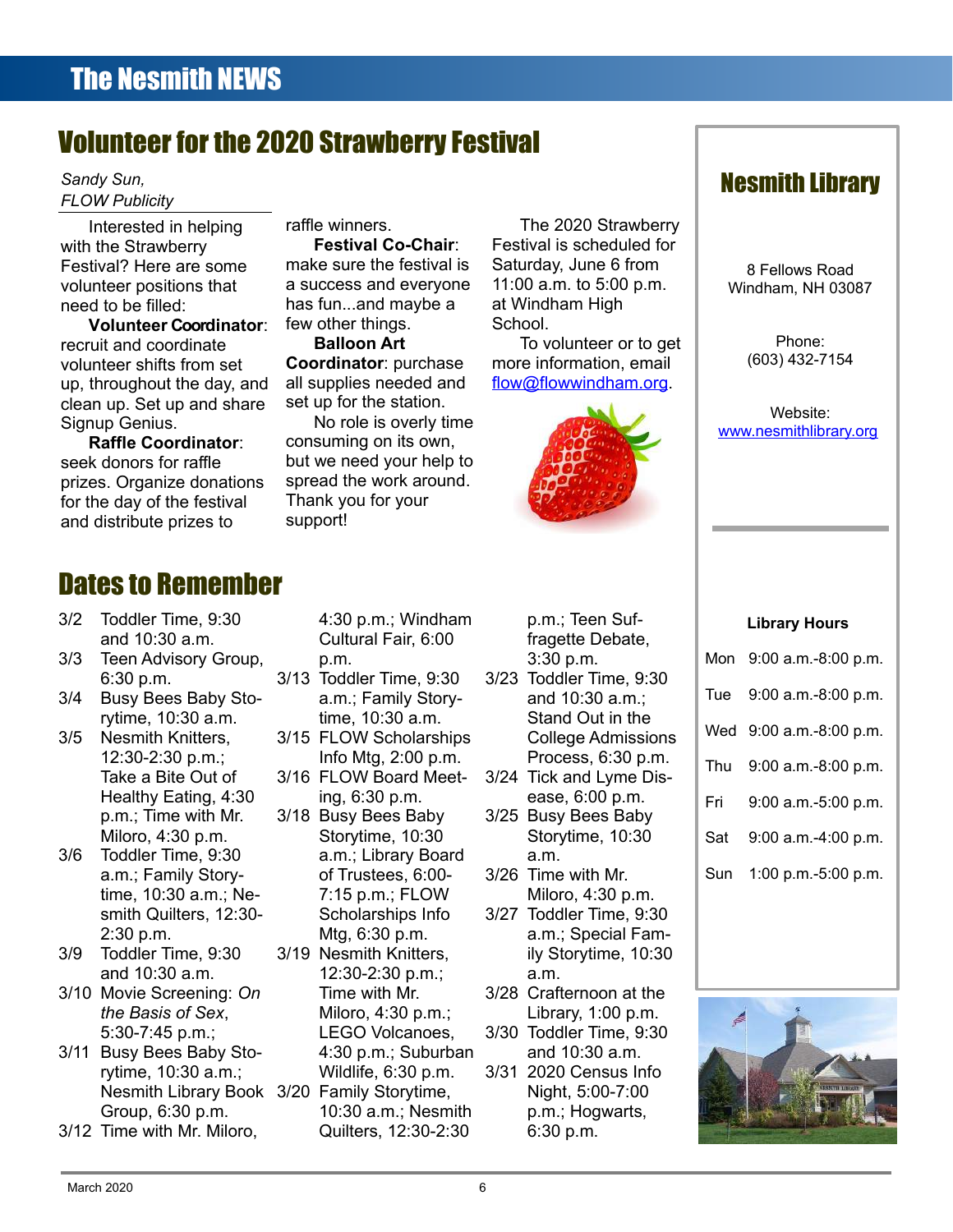## Volunteer for the 2020 Strawberry Festival

*Sandy Sun, FLOW Publicity*

Interested in helping with the Strawberry Festival? Here are some volunteer positions that need to be filled:

**Volunteer Coordinator**: recruit and coordinate volunteer shifts from set up, throughout the day, and clean up. Set up and share Signup Genius.

**Raffle Coordinator**: seek donors for raffle prizes. Organize donations for the day of the festival and distribute prizes to raffle winners.

**Festival Co-Chair**: make sure the festival is a success and everyone has fun...and maybe a few other things.

**Balloon Art Coordinator**: purchase all supplies needed and set up for the station.

No role is overly time consuming on its own, but we need your help to spread the work around. Thank you for your support!

The 2020 Strawberry Festival is scheduled for Saturday, June 6 from 11:00 a.m. to 5:00 p.m. at Windham High School.

To volunteer or to get more information, email flow@flowwindham.org.

## Dates to Remember

- 3/2 Toddler Time, 9:30 and 10:30 a.m.
- 3/3 Teen Advisory Group, 6:30 p.m.
- 3/4 Busy Bees Baby Storytime, 10:30 a.m.
- 3/5 Nesmith Knitters, 12:30-2:30 p.m.; Take a Bite Out of Healthy Eating, 4:30 p.m.; Time with Mr. Miloro, 4:30 p.m.
- 3/6 Toddler Time, 9:30 a.m.; Family Storytime, 10:30 a.m.; Nesmith Quilters, 12:30-2:30 p.m.
- 3/9 Toddler Time, 9:30 and 10:30 a.m.
- 3/10 Movie Screening: *On the Basis of Sex*, 5:30-7:45 p.m.;
- 3/11 Busy Bees Baby Storytime, 10:30 a.m.; Nesmith Library Book Group, 6:30 p.m.
- 3/12 Time with Mr. Miloro, 4:30 p.m.; Windham Cultural Fair, 6:00 p.m.
- 3/13 Toddler Time, 9:30 a.m.; Family Storytime, 10:30 a.m.
- 3/15 FLOW Scholarships Info Mtg, 2:00 p.m.
- 3/16 FLOW Board Meeting, 6:30 p.m.
- 3/18 Busy Bees Baby Storytime, 10:30 a.m.; Library Board of Trustees, 6:00-7:15 p.m.; FLOW Scholarships Info Mtg, 6:30 p.m.
- 3/19 Nesmith Knitters, 12:30-2:30 p.m.; Time with Mr. Miloro, 4:30 p.m.; LEGO Volcanoes, 4:30 p.m.; Suburban Wildlife, 6:30 p.m.
- 3/20 Family Storytime, 10:30 a.m.; Nesmith Quilters, 12:30-2:30 p.m.; Teen Suffragette Debate, 3:30 p.m.
- 3/23 Toddler Time, 9:30 and 10:30 a.m.; Stand Out in the College Admissions Process, 6:30 p.m.
- 3/24 Tick and Lyme Disease, 6:00 p.m.
- 3/25 Busy Bees Baby Storytime, 10:30 a.m.
- 3/26 Time with Mr. Miloro, 4:30 p.m.
- 3/27 Toddler Time, 9:30 a.m.; Special Family Storytime, 10:30 a.m.
- 3/28 Crafternoon at the Library, 1:00 p.m.
- 3/30 Toddler Time, 9:30 and 10:30 a.m.
- 3/31 2020 Census Info Night, 5:00-7:00 p.m.; Hogwarts, 6:30 p.m.

## Nesmith Library

8 Fellows Road
Windham, NH 03087

Phone:
(603) 432-7154

Website:
www.nesmithlibrary.org

**Library Hours**

| | |
|---|---|
| Mon | 9:00 a.m.-8:00 p.m. |
| Tue | 9:00 a.m.-8:00 p.m. |
| Wed | 9:00 a.m.-8:00 p.m. |
| Thu | 9:00 a.m.-8:00 p.m. |
| Fri | 9:00 a.m.-5:00 p.m. |
| Sat | 9:00 a.m.-4:00 p.m. |
| Sun | 1:00 p.m.-5:00 p.m. |